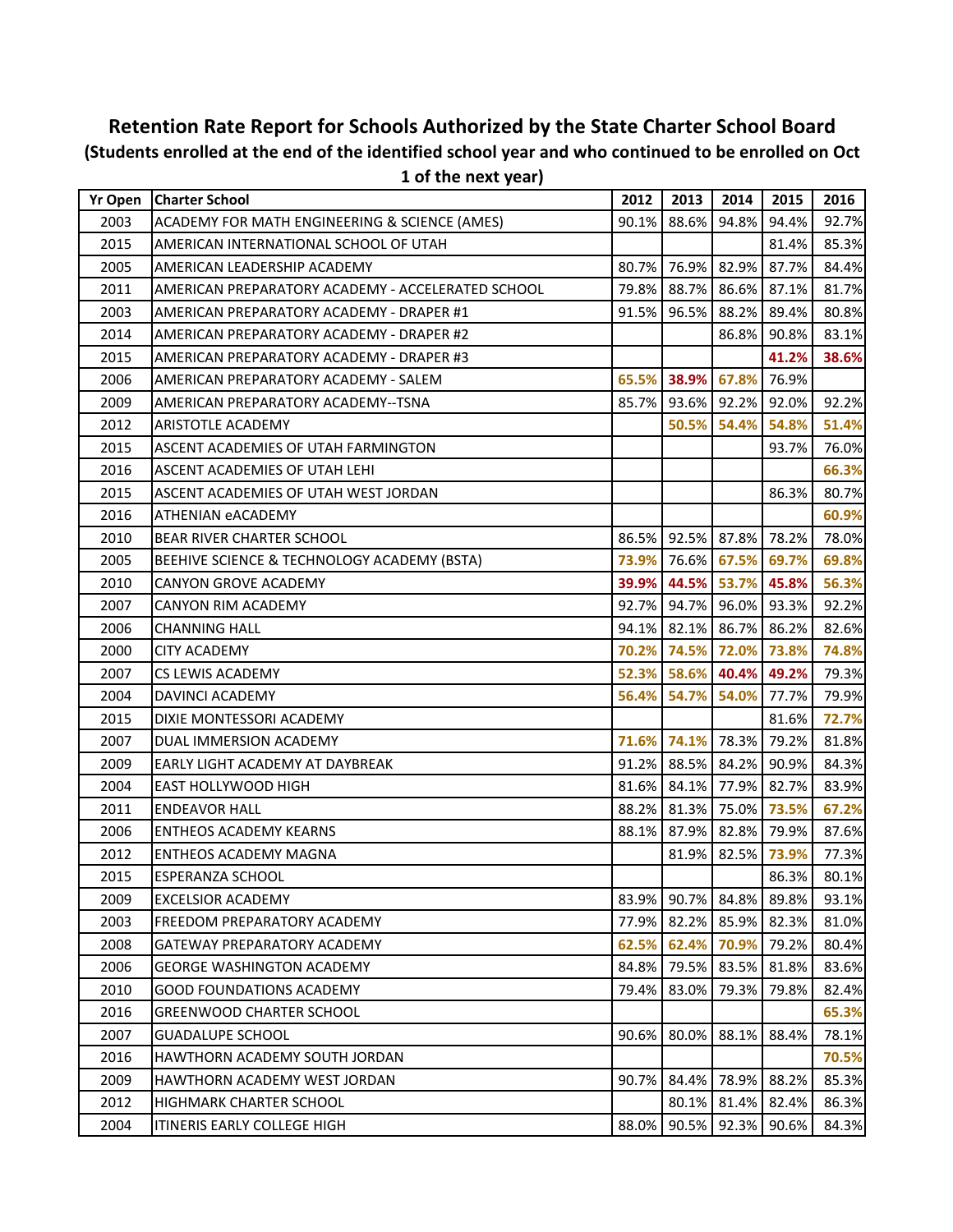# Retention Rate Report for Schools Authorized by the State Charter School Board

## (Students enrolled at the end of the identified school year and who continued to be enrolled on Oct 1 of the next year)

| Yr Open | Charter School | 2012 | 2013 | 2014 | 2015 | 2016 |
|---|---|---|---|---|---|---|
| 2003 | ACADEMY FOR MATH ENGINEERING & SCIENCE (AMES) | 90.1% | 88.6% | 94.8% | 94.4% | 92.7% |
| 2015 | AMERICAN INTERNATIONAL SCHOOL OF UTAH | | | | 81.4% | 85.3% |
| 2005 | AMERICAN LEADERSHIP ACADEMY | 80.7% | 76.9% | 82.9% | 87.7% | 84.4% |
| 2011 | AMERICAN PREPARATORY ACADEMY - ACCELERATED SCHOOL | 79.8% | 88.7% | 86.6% | 87.1% | 81.7% |
| 2003 | AMERICAN PREPARATORY ACADEMY - DRAPER #1 | 91.5% | 96.5% | 88.2% | 89.4% | 80.8% |
| 2014 | AMERICAN PREPARATORY ACADEMY - DRAPER #2 | | | 86.8% | 90.8% | 83.1% |
| 2015 | AMERICAN PREPARATORY ACADEMY - DRAPER #3 | | | | **41.2%** | **38.6%** |
| 2006 | AMERICAN PREPARATORY ACADEMY - SALEM | **65.5%** | **38.9%** | **67.8%** | 76.9% | |
| 2009 | AMERICAN PREPARATORY ACADEMY--TSNA | 85.7% | 93.6% | 92.2% | 92.0% | 92.2% |
| 2012 | ARISTOTLE ACADEMY | | **50.5%** | **54.4%** | **54.8%** | **51.4%** |
| 2015 | ASCENT ACADEMIES OF UTAH FARMINGTON | | | | 93.7% | 76.0% |
| 2016 | ASCENT ACADEMIES OF UTAH LEHI | | | | | **66.3%** |
| 2015 | ASCENT ACADEMIES OF UTAH WEST JORDAN | | | | 86.3% | 80.7% |
| 2016 | ATHENIAN eACADEMY | | | | | **60.9%** |
| 2010 | BEAR RIVER CHARTER SCHOOL | 86.5% | 92.5% | 87.8% | 78.2% | 78.0% |
| 2005 | BEEHIVE SCIENCE & TECHNOLOGY ACADEMY (BSTA) | **73.9%** | 76.6% | **67.5%** | **69.7%** | **69.8%** |
| 2010 | CANYON GROVE ACADEMY | **39.9%** | **44.5%** | **53.7%** | **45.8%** | **56.3%** |
| 2007 | CANYON RIM ACADEMY | 92.7% | 94.7% | 96.0% | 93.3% | 92.2% |
| 2006 | CHANNING HALL | 94.1% | 82.1% | 86.7% | 86.2% | 82.6% |
| 2000 | CITY ACADEMY | **70.2%** | **74.5%** | **72.0%** | **73.8%** | **74.8%** |
| 2007 | CS LEWIS ACADEMY | **52.3%** | **58.6%** | **40.4%** | **49.2%** | 79.3% |
| 2004 | DAVINCI ACADEMY | **56.4%** | **54.7%** | **54.0%** | 77.7% | 79.9% |
| 2015 | DIXIE MONTESSORI ACADEMY | | | | 81.6% | **72.7%** |
| 2007 | DUAL IMMERSION ACADEMY | **71.6%** | **74.1%** | 78.3% | 79.2% | 81.8% |
| 2009 | EARLY LIGHT ACADEMY AT DAYBREAK | 91.2% | 88.5% | 84.2% | 90.9% | 84.3% |
| 2004 | EAST HOLLYWOOD HIGH | 81.6% | 84.1% | 77.9% | 82.7% | 83.9% |
| 2011 | ENDEAVOR HALL | 88.2% | 81.3% | 75.0% | **73.5%** | **67.2%** |
| 2006 | ENTHEOS ACADEMY KEARNS | 88.1% | 87.9% | 82.8% | 79.9% | 87.6% |
| 2012 | ENTHEOS ACADEMY MAGNA | | 81.9% | 82.5% | **73.9%** | 77.3% |
| 2015 | ESPERANZA SCHOOL | | | | 86.3% | 80.1% |
| 2009 | EXCELSIOR ACADEMY | 83.9% | 90.7% | 84.8% | 89.8% | 93.1% |
| 2003 | FREEDOM PREPARATORY ACADEMY | 77.9% | 82.2% | 85.9% | 82.3% | 81.0% |
| 2008 | GATEWAY PREPARATORY ACADEMY | **62.5%** | **62.4%** | **70.9%** | 79.2% | 80.4% |
| 2006 | GEORGE WASHINGTON ACADEMY | 84.8% | 79.5% | 83.5% | 81.8% | 83.6% |
| 2010 | GOOD FOUNDATIONS ACADEMY | 79.4% | 83.0% | 79.3% | 79.8% | 82.4% |
| 2016 | GREENWOOD CHARTER SCHOOL | | | | | **65.3%** |
| 2007 | GUADALUPE SCHOOL | 90.6% | 80.0% | 88.1% | 88.4% | 78.1% |
| 2016 | HAWTHORN ACADEMY SOUTH JORDAN | | | | | **70.5%** |
| 2009 | HAWTHORN ACADEMY WEST JORDAN | 90.7% | 84.4% | 78.9% | 88.2% | 85.3% |
| 2012 | HIGHMARK CHARTER SCHOOL | | 80.1% | 81.4% | 82.4% | 86.3% |
| 2004 | ITINERIS EARLY COLLEGE HIGH | 88.0% | 90.5% | 92.3% | 90.6% | 84.3% |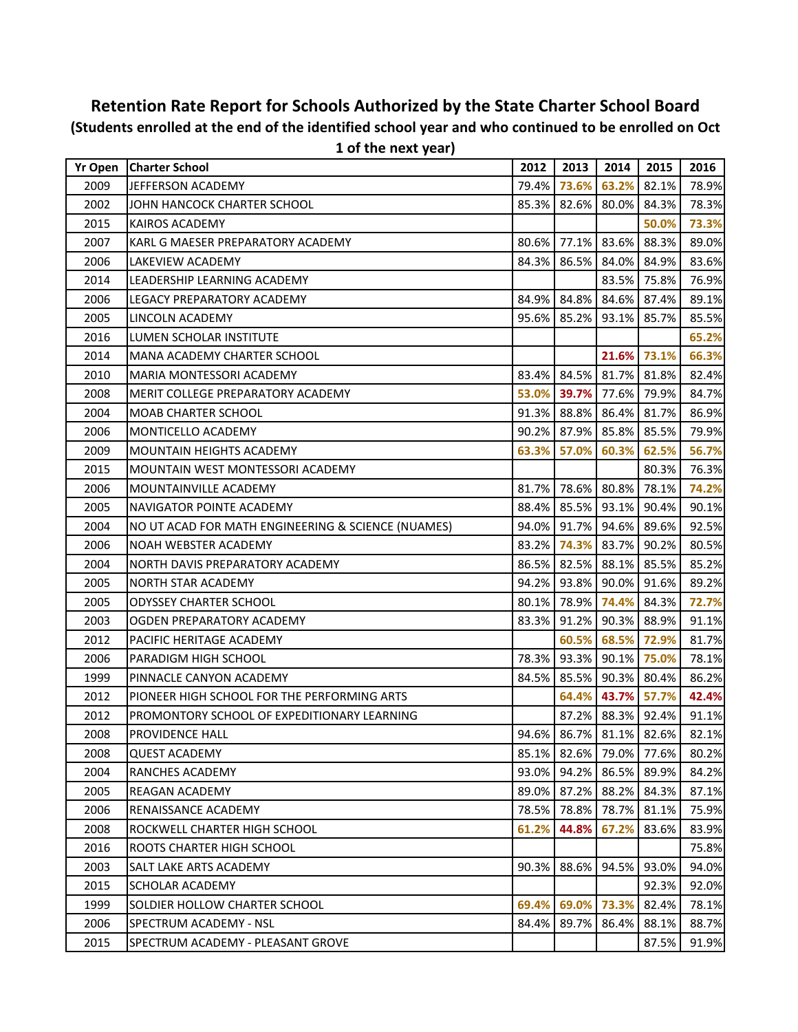## Retention Rate Report for Schools Authorized by the State Charter School Board

**(Students enrolled at the end of the identified school year and who continued to be enrolled on Oct 1 of the next year)**

| Yr Open | Charter School | 2012 | 2013 | 2014 | 2015 | 2016 |
|---|---|---|---|---|---|---|
| 2009 | JEFFERSON ACADEMY | 79.4% | **73.6%** | **63.2%** | 82.1% | 78.9% |
| 2002 | JOHN HANCOCK CHARTER SCHOOL | 85.3% | 82.6% | 80.0% | 84.3% | 78.3% |
| 2015 | KAIROS ACADEMY | | | | **50.0%** | **73.3%** |
| 2007 | KARL G MAESER PREPARATORY ACADEMY | 80.6% | 77.1% | 83.6% | 88.3% | 89.0% |
| 2006 | LAKEVIEW ACADEMY | 84.3% | 86.5% | 84.0% | 84.9% | 83.6% |
| 2014 | LEADERSHIP LEARNING ACADEMY | | | 83.5% | 75.8% | 76.9% |
| 2006 | LEGACY PREPARATORY ACADEMY | 84.9% | 84.8% | 84.6% | 87.4% | 89.1% |
| 2005 | LINCOLN ACADEMY | 95.6% | 85.2% | 93.1% | 85.7% | 85.5% |
| 2016 | LUMEN SCHOLAR INSTITUTE | | | | | **65.2%** |
| 2014 | MANA ACADEMY CHARTER SCHOOL | | | **21.6%** | **73.1%** | **66.3%** |
| 2010 | MARIA MONTESSORI ACADEMY | 83.4% | 84.5% | 81.7% | 81.8% | 82.4% |
| 2008 | MERIT COLLEGE PREPARATORY ACADEMY | **53.0%** | **39.7%** | 77.6% | 79.9% | 84.7% |
| 2004 | MOAB CHARTER SCHOOL | 91.3% | 88.8% | 86.4% | 81.7% | 86.9% |
| 2006 | MONTICELLO ACADEMY | 90.2% | 87.9% | 85.8% | 85.5% | 79.9% |
| 2009 | MOUNTAIN HEIGHTS ACADEMY | **63.3%** | **57.0%** | **60.3%** | **62.5%** | **56.7%** |
| 2015 | MOUNTAIN WEST MONTESSORI ACADEMY | | | | 80.3% | 76.3% |
| 2006 | MOUNTAINVILLE ACADEMY | 81.7% | 78.6% | 80.8% | 78.1% | **74.2%** |
| 2005 | NAVIGATOR POINTE ACADEMY | 88.4% | 85.5% | 93.1% | 90.4% | 90.1% |
| 2004 | NO UT ACAD FOR MATH ENGINEERING & SCIENCE (NUAMES) | 94.0% | 91.7% | 94.6% | 89.6% | 92.5% |
| 2006 | NOAH WEBSTER ACADEMY | 83.2% | **74.3%** | 83.7% | 90.2% | 80.5% |
| 2004 | NORTH DAVIS PREPARATORY ACADEMY | 86.5% | 82.5% | 88.1% | 85.5% | 85.2% |
| 2005 | NORTH STAR ACADEMY | 94.2% | 93.8% | 90.0% | 91.6% | 89.2% |
| 2005 | ODYSSEY CHARTER SCHOOL | 80.1% | 78.9% | **74.4%** | 84.3% | **72.7%** |
| 2003 | OGDEN PREPARATORY ACADEMY | 83.3% | 91.2% | 90.3% | 88.9% | 91.1% |
| 2012 | PACIFIC HERITAGE ACADEMY | | **60.5%** | **68.5%** | **72.9%** | 81.7% |
| 2006 | PARADIGM HIGH SCHOOL | 78.3% | 93.3% | 90.1% | **75.0%** | 78.1% |
| 1999 | PINNACLE CANYON ACADEMY | 84.5% | 85.5% | 90.3% | 80.4% | 86.2% |
| 2012 | PIONEER HIGH SCHOOL FOR THE PERFORMING ARTS | | **64.4%** | **43.7%** | **57.7%** | **42.4%** |
| 2012 | PROMONTORY SCHOOL OF EXPEDITIONARY LEARNING | | 87.2% | 88.3% | 92.4% | 91.1% |
| 2008 | PROVIDENCE HALL | 94.6% | 86.7% | 81.1% | 82.6% | 82.1% |
| 2008 | QUEST ACADEMY | 85.1% | 82.6% | 79.0% | 77.6% | 80.2% |
| 2004 | RANCHES ACADEMY | 93.0% | 94.2% | 86.5% | 89.9% | 84.2% |
| 2005 | REAGAN ACADEMY | 89.0% | 87.2% | 88.2% | 84.3% | 87.1% |
| 2006 | RENAISSANCE ACADEMY | 78.5% | 78.8% | 78.7% | 81.1% | 75.9% |
| 2008 | ROCKWELL CHARTER HIGH SCHOOL | **61.2%** | **44.8%** | **67.2%** | 83.6% | 83.9% |
| 2016 | ROOTS CHARTER HIGH SCHOOL | | | | | 75.8% |
| 2003 | SALT LAKE ARTS ACADEMY | 90.3% | 88.6% | 94.5% | 93.0% | 94.0% |
| 2015 | SCHOLAR ACADEMY | | | | 92.3% | 92.0% |
| 1999 | SOLDIER HOLLOW CHARTER SCHOOL | **69.4%** | **69.0%** | **73.3%** | 82.4% | 78.1% |
| 2006 | SPECTRUM ACADEMY - NSL | 84.4% | 89.7% | 86.4% | 88.1% | 88.7% |
| 2015 | SPECTRUM ACADEMY - PLEASANT GROVE | | | | 87.5% | 91.9% |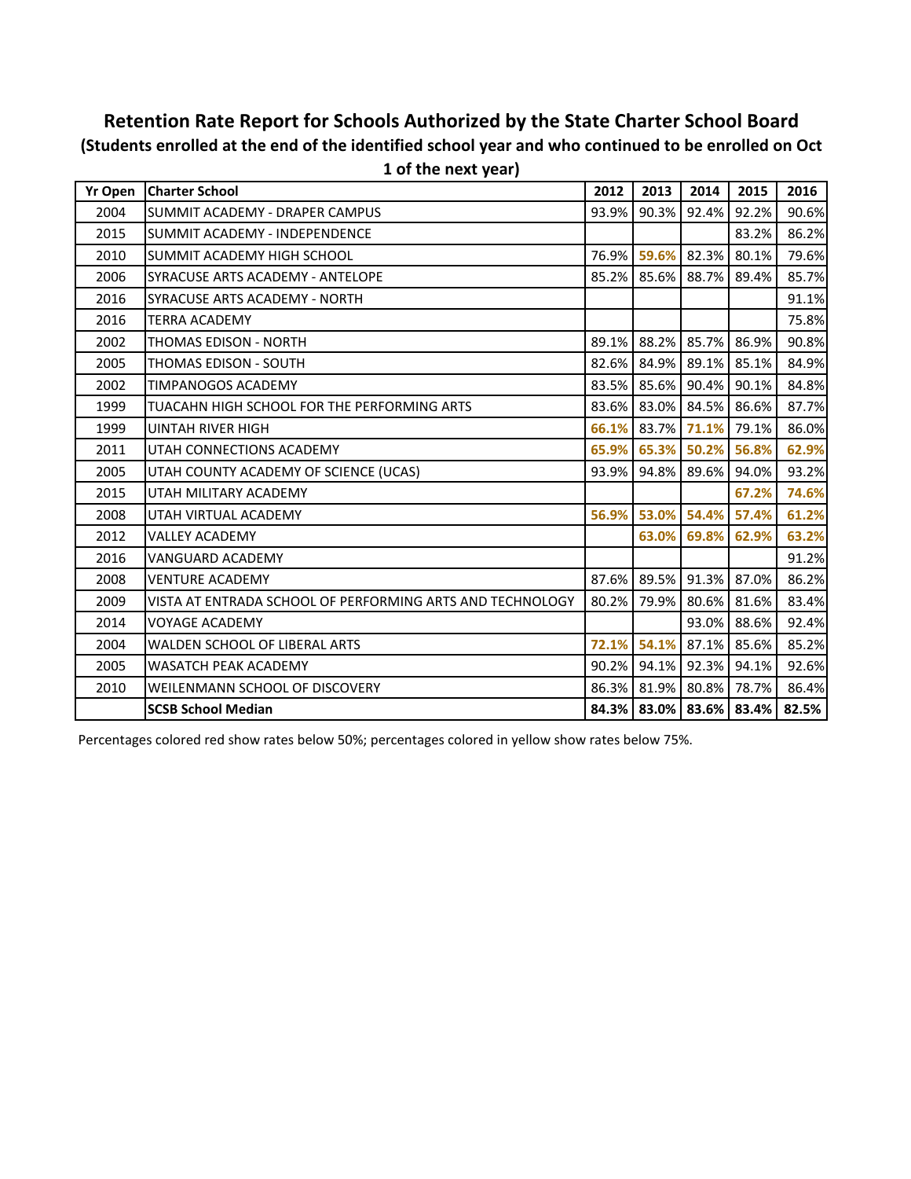## Retention Rate Report for Schools Authorized by the State Charter School Board

### (Students enrolled at the end of the identified school year and who continued to be enrolled on Oct 1 of the next year)

| Yr Open | Charter School | 2012 | 2013 | 2014 | 2015 | 2016 |
|---|---|---|---|---|---|---|
| 2004 | SUMMIT ACADEMY - DRAPER CAMPUS | 93.9% | 90.3% | 92.4% | 92.2% | 90.6% |
| 2015 | SUMMIT ACADEMY - INDEPENDENCE | | | | 83.2% | 86.2% |
| 2010 | SUMMIT ACADEMY HIGH SCHOOL | 76.9% | **59.6%** | 82.3% | 80.1% | 79.6% |
| 2006 | SYRACUSE ARTS ACADEMY - ANTELOPE | 85.2% | 85.6% | 88.7% | 89.4% | 85.7% |
| 2016 | SYRACUSE ARTS ACADEMY - NORTH | | | | | 91.1% |
| 2016 | TERRA ACADEMY | | | | | 75.8% |
| 2002 | THOMAS EDISON - NORTH | 89.1% | 88.2% | 85.7% | 86.9% | 90.8% |
| 2005 | THOMAS EDISON - SOUTH | 82.6% | 84.9% | 89.1% | 85.1% | 84.9% |
| 2002 | TIMPANOGOS ACADEMY | 83.5% | 85.6% | 90.4% | 90.1% | 84.8% |
| 1999 | TUACAHN HIGH SCHOOL FOR THE PERFORMING ARTS | 83.6% | 83.0% | 84.5% | 86.6% | 87.7% |
| 1999 | UINTAH RIVER HIGH | **66.1%** | 83.7% | **71.1%** | 79.1% | 86.0% |
| 2011 | UTAH CONNECTIONS ACADEMY | **65.9%** | **65.3%** | **50.2%** | **56.8%** | **62.9%** |
| 2005 | UTAH COUNTY ACADEMY OF SCIENCE (UCAS) | 93.9% | 94.8% | 89.6% | 94.0% | 93.2% |
| 2015 | UTAH MILITARY ACADEMY | | | | **67.2%** | **74.6%** |
| 2008 | UTAH VIRTUAL ACADEMY | **56.9%** | **53.0%** | **54.4%** | **57.4%** | **61.2%** |
| 2012 | VALLEY ACADEMY | | **63.0%** | **69.8%** | **62.9%** | **63.2%** |
| 2016 | VANGUARD ACADEMY | | | | | 91.2% |
| 2008 | VENTURE ACADEMY | 87.6% | 89.5% | 91.3% | 87.0% | 86.2% |
| 2009 | VISTA AT ENTRADA SCHOOL OF PERFORMING ARTS AND TECHNOLOGY | 80.2% | 79.9% | 80.6% | 81.6% | 83.4% |
| 2014 | VOYAGE ACADEMY | | | 93.0% | 88.6% | 92.4% |
| 2004 | WALDEN SCHOOL OF LIBERAL ARTS | **72.1%** | **54.1%** | 87.1% | 85.6% | 85.2% |
| 2005 | WASATCH PEAK ACADEMY | 90.2% | 94.1% | 92.3% | 94.1% | 92.6% |
| 2010 | WEILENMANN SCHOOL OF DISCOVERY | 86.3% | 81.9% | 80.8% | 78.7% | 86.4% |
| | **SCSB School Median** | **84.3%** | **83.0%** | **83.6%** | **83.4%** | **82.5%** |

Percentages colored red show rates below 50%; percentages colored in yellow show rates below 75%.